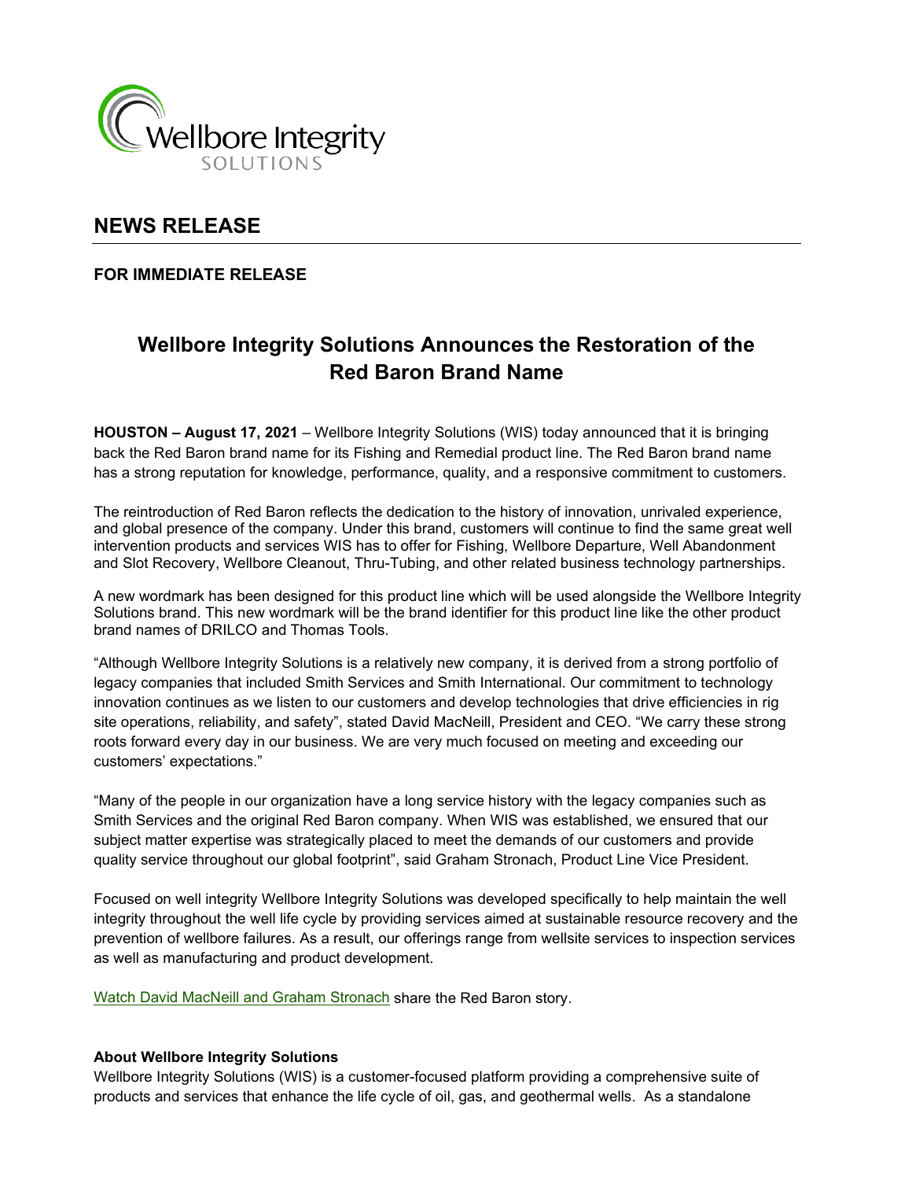Wellbore Integrity
SOLUTIONS

## NEWS RELEASE

**FOR IMMEDIATE RELEASE**

# Wellbore Integrity Solutions Announces the Restoration of the Red Baron Brand Name

**HOUSTON – August 17, 2021** – Wellbore Integrity Solutions (WIS) today announced that it is bringing back the Red Baron brand name for its Fishing and Remedial product line. The Red Baron brand name has a strong reputation for knowledge, performance, quality, and a responsive commitment to customers.

The reintroduction of Red Baron reflects the dedication to the history of innovation, unrivaled experience, and global presence of the company. Under this brand, customers will continue to find the same great well intervention products and services WIS has to offer for Fishing, Wellbore Departure, Well Abandonment and Slot Recovery, Wellbore Cleanout, Thru-Tubing, and other related business technology partnerships.

A new wordmark has been designed for this product line which will be used alongside the Wellbore Integrity Solutions brand. This new wordmark will be the brand identifier for this product line like the other product brand names of DRILCO and Thomas Tools.

"Although Wellbore Integrity Solutions is a relatively new company, it is derived from a strong portfolio of legacy companies that included Smith Services and Smith International. Our commitment to technology innovation continues as we listen to our customers and develop technologies that drive efficiencies in rig site operations, reliability, and safety", stated David MacNeill, President and CEO. "We carry these strong roots forward every day in our business. We are very much focused on meeting and exceeding our customers' expectations."

"Many of the people in our organization have a long service history with the legacy companies such as Smith Services and the original Red Baron company. When WIS was established, we ensured that our subject matter expertise was strategically placed to meet the demands of our customers and provide quality service throughout our global footprint", said Graham Stronach, Product Line Vice President.

Focused on well integrity Wellbore Integrity Solutions was developed specifically to help maintain the well integrity throughout the well life cycle by providing services aimed at sustainable resource recovery and the prevention of wellbore failures. As a result, our offerings range from wellsite services to inspection services as well as manufacturing and product development.

Watch David MacNeill and Graham Stronach share the Red Baron story.

**About Wellbore Integrity Solutions**

Wellbore Integrity Solutions (WIS) is a customer-focused platform providing a comprehensive suite of products and services that enhance the life cycle of oil, gas, and geothermal wells. As a standalone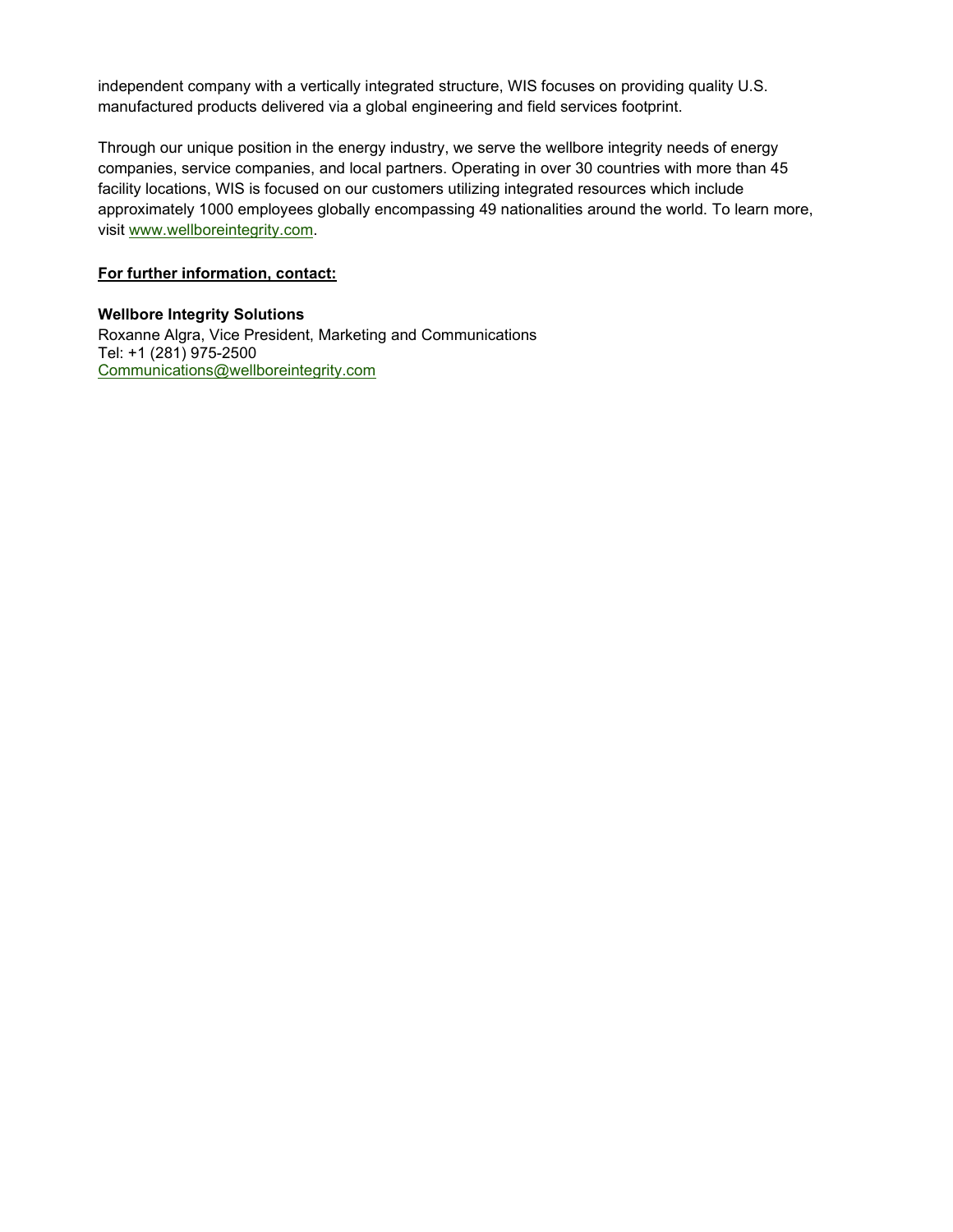independent company with a vertically integrated structure, WIS focuses on providing quality U.S. manufactured products delivered via a global engineering and field services footprint.

Through our unique position in the energy industry, we serve the wellbore integrity needs of energy companies, service companies, and local partners. Operating in over 30 countries with more than 45 facility locations, WIS is focused on our customers utilizing integrated resources which include approximately 1000 employees globally encompassing 49 nationalities around the world. To learn more, visit [www.wellboreintegrity.com](http://www.wellboreintegrity.com).

**For further information, contact:**

**Wellbore Integrity Solutions**
Roxanne Algra, Vice President, Marketing and Communications
Tel: +1 (281) 975-2500
[Communications@wellboreintegrity.com](mailto:Communications@wellboreintegrity.com)